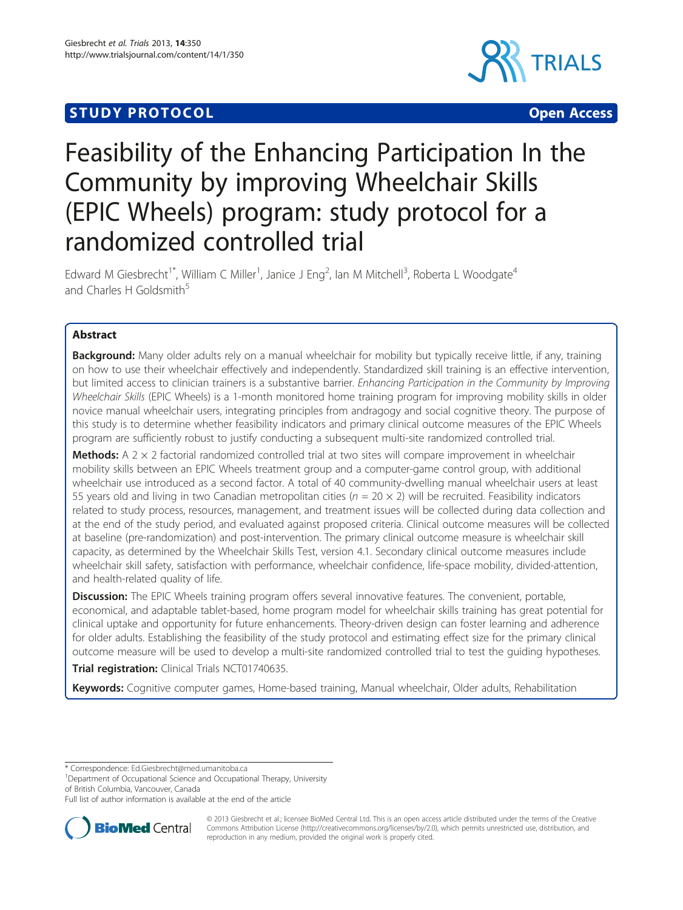**STUDY PROTOCOL** **Open Access**

# Feasibility of the Enhancing Participation In the Community by improving Wheelchair Skills (EPIC Wheels) program: study protocol for a randomized controlled trial

Edward M Giesbrecht[1*], William C Miller[1], Janice J Eng[2], Ian M Mitchell[3], Roberta L Woodgate[4] and Charles H Goldsmith[5]

## Abstract

**Background:** Many older adults rely on a manual wheelchair for mobility but typically receive little, if any, training on how to use their wheelchair effectively and independently. Standardized skill training is an effective intervention, but limited access to clinician trainers is a substantive barrier. *Enhancing Participation in the Community by Improving Wheelchair Skills* (EPIC Wheels) is a 1-month monitored home training program for improving mobility skills in older novice manual wheelchair users, integrating principles from andragogy and social cognitive theory. The purpose of this study is to determine whether feasibility indicators and primary clinical outcome measures of the EPIC Wheels program are sufficiently robust to justify conducting a subsequent multi-site randomized controlled trial.

**Methods:** A 2 × 2 factorial randomized controlled trial at two sites will compare improvement in wheelchair mobility skills between an EPIC Wheels treatment group and a computer-game control group, with additional wheelchair use introduced as a second factor. A total of 40 community-dwelling manual wheelchair users at least 55 years old and living in two Canadian metropolitan cities ($n = 20 \times 2$) will be recruited. Feasibility indicators related to study process, resources, management, and treatment issues will be collected during data collection and at the end of the study period, and evaluated against proposed criteria. Clinical outcome measures will be collected at baseline (pre-randomization) and post-intervention. The primary clinical outcome measure is wheelchair skill capacity, as determined by the Wheelchair Skills Test, version 4.1. Secondary clinical outcome measures include wheelchair skill safety, satisfaction with performance, wheelchair confidence, life-space mobility, divided-attention, and health-related quality of life.

**Discussion:** The EPIC Wheels training program offers several innovative features. The convenient, portable, economical, and adaptable tablet-based, home program model for wheelchair skills training has great potential for clinical uptake and opportunity for future enhancements. Theory-driven design can foster learning and adherence for older adults. Establishing the feasibility of the study protocol and estimating effect size for the primary clinical outcome measure will be used to develop a multi-site randomized controlled trial to test the guiding hypotheses.

**Trial registration:** Clinical Trials NCT01740635.

**Keywords:** Cognitive computer games, Home-based training, Manual wheelchair, Older adults, Rehabilitation

\* Correspondence: Ed.Giesbrecht@med.umanitoba.ca
[1]Department of Occupational Science and Occupational Therapy, University of British Columbia, Vancouver, Canada
Full list of author information is available at the end of the article

© 2013 Giesbrecht et al.; licensee BioMed Central Ltd. This is an open access article distributed under the terms of the Creative Commons Attribution License (http://creativecommons.org/licenses/by/2.0), which permits unrestricted use, distribution, and reproduction in any medium, provided the original work is properly cited.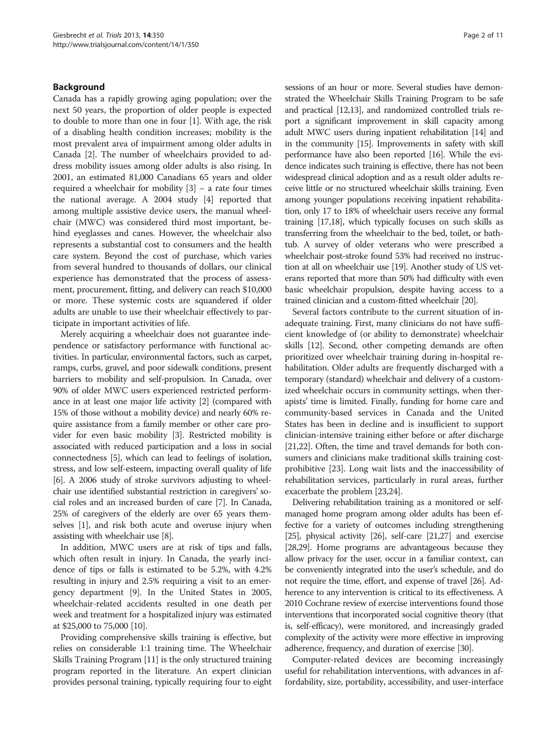## Background

Canada has a rapidly growing aging population; over the next 50 years, the proportion of older people is expected to double to more than one in four [1]. With age, the risk of a disabling health condition increases; mobility is the most prevalent area of impairment among older adults in Canada [2]. The number of wheelchairs provided to address mobility issues among older adults is also rising. In 2001, an estimated 81,000 Canadians 65 years and older required a wheelchair for mobility [3] – a rate four times the national average. A 2004 study [4] reported that among multiple assistive device users, the manual wheelchair (MWC) was considered third most important, behind eyeglasses and canes. However, the wheelchair also represents a substantial cost to consumers and the health care system. Beyond the cost of purchase, which varies from several hundred to thousands of dollars, our clinical experience has demonstrated that the process of assessment, procurement, fitting, and delivery can reach \$10,000 or more. These systemic costs are squandered if older adults are unable to use their wheelchair effectively to participate in important activities of life.

Merely acquiring a wheelchair does not guarantee independence or satisfactory performance with functional activities. In particular, environmental factors, such as carpet, ramps, curbs, gravel, and poor sidewalk conditions, present barriers to mobility and self-propulsion. In Canada, over 90% of older MWC users experienced restricted performance in at least one major life activity [2] (compared with 15% of those without a mobility device) and nearly 60% require assistance from a family member or other care provider for even basic mobility [3]. Restricted mobility is associated with reduced participation and a loss in social connectedness [5], which can lead to feelings of isolation, stress, and low self-esteem, impacting overall quality of life [6]. A 2006 study of stroke survivors adjusting to wheelchair use identified substantial restriction in caregivers' social roles and an increased burden of care [7]. In Canada, 25% of caregivers of the elderly are over 65 years themselves [1], and risk both acute and overuse injury when assisting with wheelchair use [8].

In addition, MWC users are at risk of tips and falls, which often result in injury. In Canada, the yearly incidence of tips or falls is estimated to be 5.2%, with 4.2% resulting in injury and 2.5% requiring a visit to an emergency department [9]. In the United States in 2005, wheelchair-related accidents resulted in one death per week and treatment for a hospitalized injury was estimated at \$25,000 to 75,000 [10].

Providing comprehensive skills training is effective, but relies on considerable 1:1 training time. The Wheelchair Skills Training Program [11] is the only structured training program reported in the literature. An expert clinician provides personal training, typically requiring four to eight sessions of an hour or more. Several studies have demonstrated the Wheelchair Skills Training Program to be safe and practical [12,13], and randomized controlled trials report a significant improvement in skill capacity among adult MWC users during inpatient rehabilitation [14] and in the community [15]. Improvements in safety with skill performance have also been reported [16]. While the evidence indicates such training is effective, there has not been widespread clinical adoption and as a result older adults receive little or no structured wheelchair skills training. Even among younger populations receiving inpatient rehabilitation, only 17 to 18% of wheelchair users receive any formal training [17,18], which typically focuses on such skills as transferring from the wheelchair to the bed, toilet, or bathtub. A survey of older veterans who were prescribed a wheelchair post-stroke found 53% had received no instruction at all on wheelchair use [19]. Another study of US veterans reported that more than 50% had difficulty with even basic wheelchair propulsion, despite having access to a trained clinician and a custom-fitted wheelchair [20].

Several factors contribute to the current situation of inadequate training. First, many clinicians do not have sufficient knowledge of (or ability to demonstrate) wheelchair skills [12]. Second, other competing demands are often prioritized over wheelchair training during in-hospital rehabilitation. Older adults are frequently discharged with a temporary (standard) wheelchair and delivery of a customized wheelchair occurs in community settings, when therapists' time is limited. Finally, funding for home care and community-based services in Canada and the United States has been in decline and is insufficient to support clinician-intensive training either before or after discharge [21,22]. Often, the time and travel demands for both consumers and clinicians make traditional skills training cost-prohibitive [23]. Long wait lists and the inaccessibility of rehabilitation services, particularly in rural areas, further exacerbate the problem [23,24].

Delivering rehabilitation training as a monitored or self-managed home program among older adults has been effective for a variety of outcomes including strengthening [25], physical activity [26], self-care [21,27] and exercise [28,29]. Home programs are advantageous because they allow privacy for the user, occur in a familiar context, can be conveniently integrated into the user's schedule, and do not require the time, effort, and expense of travel [26]. Adherence to any intervention is critical to its effectiveness. A 2010 Cochrane review of exercise interventions found those interventions that incorporated social cognitive theory (that is, self-efficacy), were monitored, and increasingly graded complexity of the activity were more effective in improving adherence, frequency, and duration of exercise [30].

Computer-related devices are becoming increasingly useful for rehabilitation interventions, with advances in affordability, size, portability, accessibility, and user-interface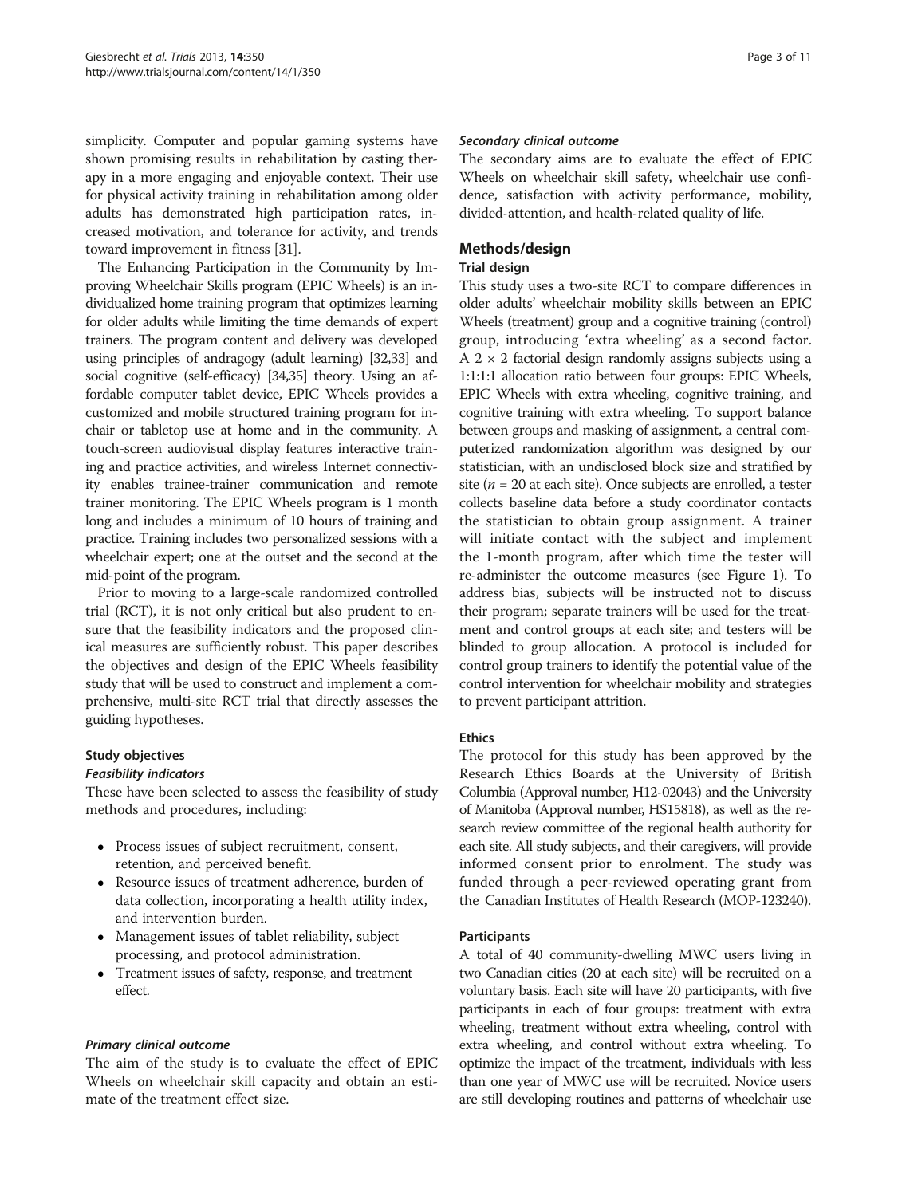simplicity. Computer and popular gaming systems have shown promising results in rehabilitation by casting therapy in a more engaging and enjoyable context. Their use for physical activity training in rehabilitation among older adults has demonstrated high participation rates, increased motivation, and tolerance for activity, and trends toward improvement in fitness [31].

The Enhancing Participation in the Community by Improving Wheelchair Skills program (EPIC Wheels) is an individualized home training program that optimizes learning for older adults while limiting the time demands of expert trainers. The program content and delivery was developed using principles of andragogy (adult learning) [32,33] and social cognitive (self-efficacy) [34,35] theory. Using an affordable computer tablet device, EPIC Wheels provides a customized and mobile structured training program for in-chair or tabletop use at home and in the community. A touch-screen audiovisual display features interactive training and practice activities, and wireless Internet connectivity enables trainee-trainer communication and remote trainer monitoring. The EPIC Wheels program is 1 month long and includes a minimum of 10 hours of training and practice. Training includes two personalized sessions with a wheelchair expert; one at the outset and the second at the mid-point of the program.

Prior to moving to a large-scale randomized controlled trial (RCT), it is not only critical but also prudent to ensure that the feasibility indicators and the proposed clinical measures are sufficiently robust. This paper describes the objectives and design of the EPIC Wheels feasibility study that will be used to construct and implement a comprehensive, multi-site RCT trial that directly assesses the guiding hypotheses.

### Study objectives

#### *Feasibility indicators*

These have been selected to assess the feasibility of study methods and procedures, including:

- Process issues of subject recruitment, consent, retention, and perceived benefit.
- Resource issues of treatment adherence, burden of data collection, incorporating a health utility index, and intervention burden.
- Management issues of tablet reliability, subject processing, and protocol administration.
- Treatment issues of safety, response, and treatment effect.

#### *Primary clinical outcome*

The aim of the study is to evaluate the effect of EPIC Wheels on wheelchair skill capacity and obtain an estimate of the treatment effect size.

#### *Secondary clinical outcome*

The secondary aims are to evaluate the effect of EPIC Wheels on wheelchair skill safety, wheelchair use confidence, satisfaction with activity performance, mobility, divided-attention, and health-related quality of life.

## Methods/design

### Trial design

This study uses a two-site RCT to compare differences in older adults' wheelchair mobility skills between an EPIC Wheels (treatment) group and a cognitive training (control) group, introducing 'extra wheeling' as a second factor. A $2 \times 2$ factorial design randomly assigns subjects using a 1:1:1:1 allocation ratio between four groups: EPIC Wheels, EPIC Wheels with extra wheeling, cognitive training, and cognitive training with extra wheeling. To support balance between groups and masking of assignment, a central computerized randomization algorithm was designed by our statistician, with an undisclosed block size and stratified by site ($n = 20$ at each site). Once subjects are enrolled, a tester collects baseline data before a study coordinator contacts the statistician to obtain group assignment. A trainer will initiate contact with the subject and implement the 1-month program, after which time the tester will re-administer the outcome measures (see Figure 1). To address bias, subjects will be instructed not to discuss their program; separate trainers will be used for the treatment and control groups at each site; and testers will be blinded to group allocation. A protocol is included for control group trainers to identify the potential value of the control intervention for wheelchair mobility and strategies to prevent participant attrition.

### Ethics

The protocol for this study has been approved by the Research Ethics Boards at the University of British Columbia (Approval number, H12-02043) and the University of Manitoba (Approval number, HS15818), as well as the research review committee of the regional health authority for each site. All study subjects, and their caregivers, will provide informed consent prior to enrolment. The study was funded through a peer-reviewed operating grant from the Canadian Institutes of Health Research (MOP-123240).

### Participants

A total of 40 community-dwelling MWC users living in two Canadian cities (20 at each site) will be recruited on a voluntary basis. Each site will have 20 participants, with five participants in each of four groups: treatment with extra wheeling, treatment without extra wheeling, control with extra wheeling, and control without extra wheeling. To optimize the impact of the treatment, individuals with less than one year of MWC use will be recruited. Novice users are still developing routines and patterns of wheelchair use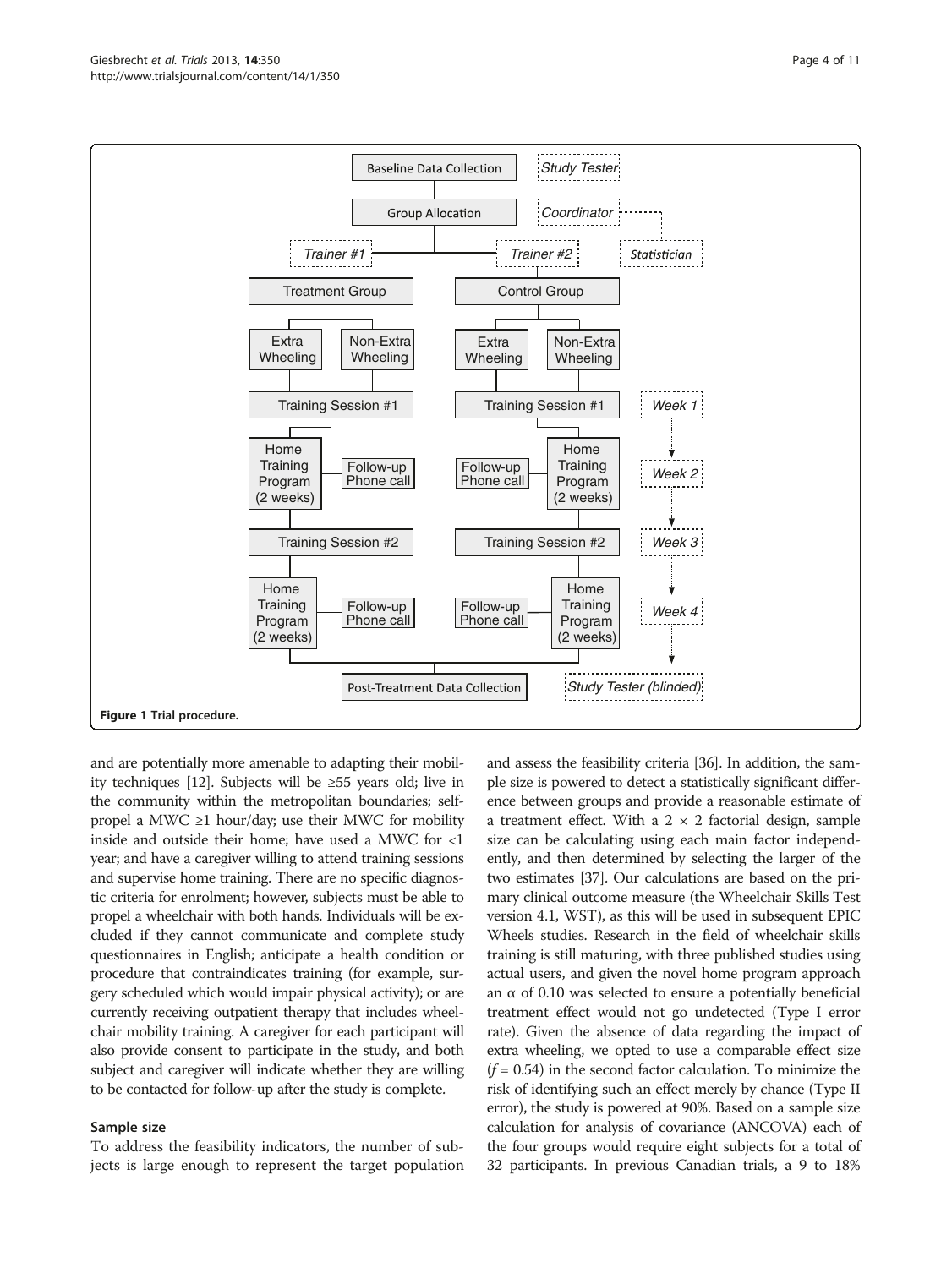Figure 1 Trial procedure.

and are potentially more amenable to adapting their mobility techniques [12]. Subjects will be ≥55 years old; live in the community within the metropolitan boundaries; self-propel a MWC ≥1 hour/day; use their MWC for mobility inside and outside their home; have used a MWC for <1 year; and have a caregiver willing to attend training sessions and supervise home training. There are no specific diagnostic criteria for enrolment; however, subjects must be able to propel a wheelchair with both hands. Individuals will be excluded if they cannot communicate and complete study questionnaires in English; anticipate a health condition or procedure that contraindicates training (for example, surgery scheduled which would impair physical activity); or are currently receiving outpatient therapy that includes wheelchair mobility training. A caregiver for each participant will also provide consent to participate in the study, and both subject and caregiver will indicate whether they are willing to be contacted for follow-up after the study is complete.

### Sample size

To address the feasibility indicators, the number of subjects is large enough to represent the target population and assess the feasibility criteria [36]. In addition, the sample size is powered to detect a statistically significant difference between groups and provide a reasonable estimate of a treatment effect. With a 2 × 2 factorial design, sample size can be calculating using each main factor independently, and then determined by selecting the larger of the two estimates [37]. Our calculations are based on the primary clinical outcome measure (the Wheelchair Skills Test version 4.1, WST), as this will be used in subsequent EPIC Wheels studies. Research in the field of wheelchair skills training is still maturing, with three published studies using actual users, and given the novel home program approach an α of 0.10 was selected to ensure a potentially beneficial treatment effect would not go undetected (Type I error rate). Given the absence of data regarding the impact of extra wheeling, we opted to use a comparable effect size ($f$ = 0.54) in the second factor calculation. To minimize the risk of identifying such an effect merely by chance (Type II error), the study is powered at 90%. Based on a sample size calculation for analysis of covariance (ANCOVA) each of the four groups would require eight subjects for a total of 32 participants. In previous Canadian trials, a 9 to 18%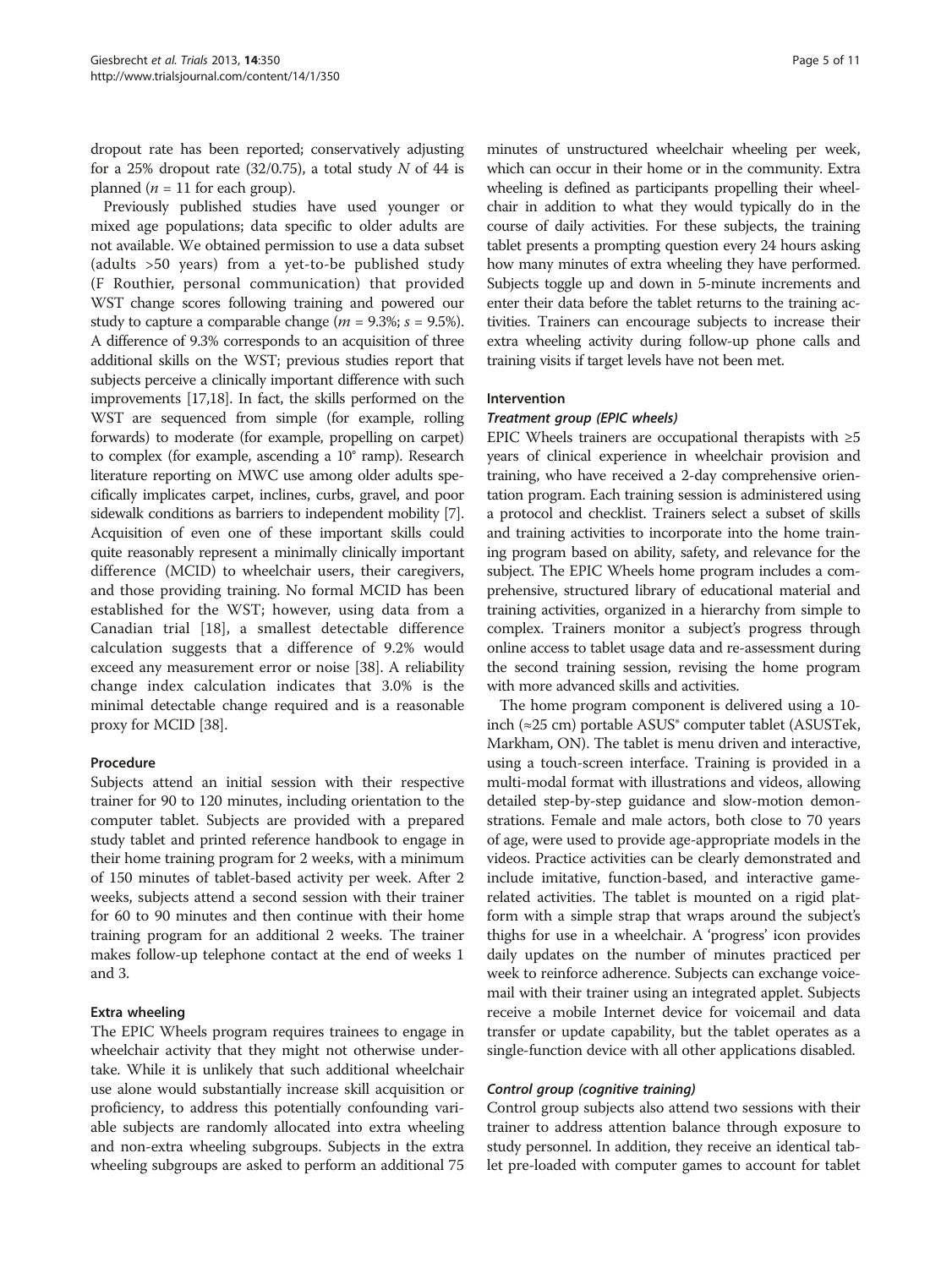dropout rate has been reported; conservatively adjusting for a 25% dropout rate (32/0.75), a total study $N$ of 44 is planned ($n$ = 11 for each group).

Previously published studies have used younger or mixed age populations; data specific to older adults are not available. We obtained permission to use a data subset (adults >50 years) from a yet-to-be published study (F Routhier, personal communication) that provided WST change scores following training and powered our study to capture a comparable change ($m$ = 9.3%; $s$ = 9.5%). A difference of 9.3% corresponds to an acquisition of three additional skills on the WST; previous studies report that subjects perceive a clinically important difference with such improvements [17,18]. In fact, the skills performed on the WST are sequenced from simple (for example, rolling forwards) to moderate (for example, propelling on carpet) to complex (for example, ascending a 10° ramp). Research literature reporting on MWC use among older adults specifically implicates carpet, inclines, curbs, gravel, and poor sidewalk conditions as barriers to independent mobility [7]. Acquisition of even one of these important skills could quite reasonably represent a minimally clinically important difference (MCID) to wheelchair users, their caregivers, and those providing training. No formal MCID has been established for the WST; however, using data from a Canadian trial [18], a smallest detectable difference calculation suggests that a difference of 9.2% would exceed any measurement error or noise [38]. A reliability change index calculation indicates that 3.0% is the minimal detectable change required and is a reasonable proxy for MCID [38].

### Procedure

Subjects attend an initial session with their respective trainer for 90 to 120 minutes, including orientation to the computer tablet. Subjects are provided with a prepared study tablet and printed reference handbook to engage in their home training program for 2 weeks, with a minimum of 150 minutes of tablet-based activity per week. After 2 weeks, subjects attend a second session with their trainer for 60 to 90 minutes and then continue with their home training program for an additional 2 weeks. The trainer makes follow-up telephone contact at the end of weeks 1 and 3.

### Extra wheeling

The EPIC Wheels program requires trainees to engage in wheelchair activity that they might not otherwise undertake. While it is unlikely that such additional wheelchair use alone would substantially increase skill acquisition or proficiency, to address this potentially confounding variable subjects are randomly allocated into extra wheeling and non-extra wheeling subgroups. Subjects in the extra wheeling subgroups are asked to perform an additional 75 minutes of unstructured wheelchair wheeling per week, which can occur in their home or in the community. Extra wheeling is defined as participants propelling their wheelchair in addition to what they would typically do in the course of daily activities. For these subjects, the training tablet presents a prompting question every 24 hours asking how many minutes of extra wheeling they have performed. Subjects toggle up and down in 5-minute increments and enter their data before the tablet returns to the training activities. Trainers can encourage subjects to increase their extra wheeling activity during follow-up phone calls and training visits if target levels have not been met.

### Intervention

#### *Treatment group (EPIC wheels)*

EPIC Wheels trainers are occupational therapists with ≥5 years of clinical experience in wheelchair provision and training, who have received a 2-day comprehensive orientation program. Each training session is administered using a protocol and checklist. Trainers select a subset of skills and training activities to incorporate into the home training program based on ability, safety, and relevance for the subject. The EPIC Wheels home program includes a comprehensive, structured library of educational material and training activities, organized in a hierarchy from simple to complex. Trainers monitor a subject's progress through online access to tablet usage data and re-assessment during the second training session, revising the home program with more advanced skills and activities.

The home program component is delivered using a 10-inch (≈25 cm) portable ASUS® computer tablet (ASUSTek, Markham, ON). The tablet is menu driven and interactive, using a touch-screen interface. Training is provided in a multi-modal format with illustrations and videos, allowing detailed step-by-step guidance and slow-motion demonstrations. Female and male actors, both close to 70 years of age, were used to provide age-appropriate models in the videos. Practice activities can be clearly demonstrated and include imitative, function-based, and interactive game-related activities. The tablet is mounted on a rigid platform with a simple strap that wraps around the subject's thighs for use in a wheelchair. A 'progress' icon provides daily updates on the number of minutes practiced per week to reinforce adherence. Subjects can exchange voicemail with their trainer using an integrated applet. Subjects receive a mobile Internet device for voicemail and data transfer or update capability, but the tablet operates as a single-function device with all other applications disabled.

#### *Control group (cognitive training)*

Control group subjects also attend two sessions with their trainer to address attention balance through exposure to study personnel. In addition, they receive an identical tablet pre-loaded with computer games to account for tablet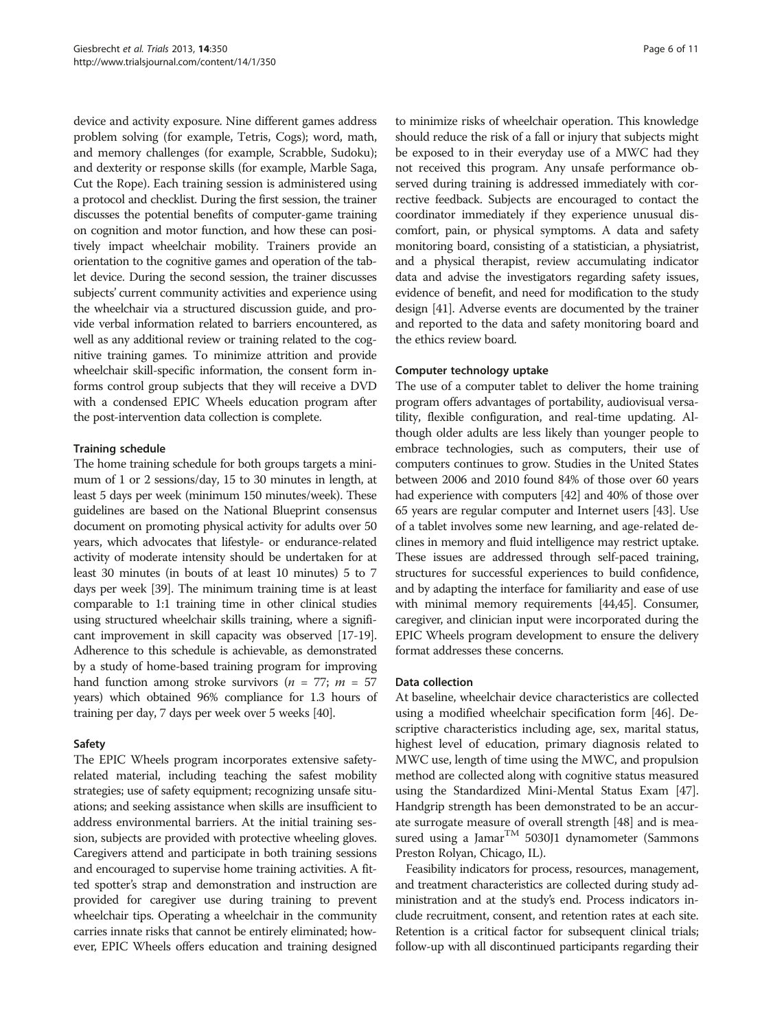device and activity exposure. Nine different games address problem solving (for example, Tetris, Cogs); word, math, and memory challenges (for example, Scrabble, Sudoku); and dexterity or response skills (for example, Marble Saga, Cut the Rope). Each training session is administered using a protocol and checklist. During the first session, the trainer discusses the potential benefits of computer-game training on cognition and motor function, and how these can positively impact wheelchair mobility. Trainers provide an orientation to the cognitive games and operation of the tablet device. During the second session, the trainer discusses subjects' current community activities and experience using the wheelchair via a structured discussion guide, and provide verbal information related to barriers encountered, as well as any additional review or training related to the cognitive training games. To minimize attrition and provide wheelchair skill-specific information, the consent form informs control group subjects that they will receive a DVD with a condensed EPIC Wheels education program after the post-intervention data collection is complete.

#### Training schedule

The home training schedule for both groups targets a minimum of 1 or 2 sessions/day, 15 to 30 minutes in length, at least 5 days per week (minimum 150 minutes/week). These guidelines are based on the National Blueprint consensus document on promoting physical activity for adults over 50 years, which advocates that lifestyle- or endurance-related activity of moderate intensity should be undertaken for at least 30 minutes (in bouts of at least 10 minutes) 5 to 7 days per week [39]. The minimum training time is at least comparable to 1:1 training time in other clinical studies using structured wheelchair skills training, where a significant improvement in skill capacity was observed [17-19]. Adherence to this schedule is achievable, as demonstrated by a study of home-based training program for improving hand function among stroke survivors ($n$ = 77; $m$ = 57 years) which obtained 96% compliance for 1.3 hours of training per day, 7 days per week over 5 weeks [40].

#### Safety

The EPIC Wheels program incorporates extensive safety-related material, including teaching the safest mobility strategies; use of safety equipment; recognizing unsafe situations; and seeking assistance when skills are insufficient to address environmental barriers. At the initial training session, subjects are provided with protective wheeling gloves. Caregivers attend and participate in both training sessions and encouraged to supervise home training activities. A fitted spotter's strap and demonstration and instruction are provided for caregiver use during training to prevent wheelchair tips. Operating a wheelchair in the community carries innate risks that cannot be entirely eliminated; however, EPIC Wheels offers education and training designed to minimize risks of wheelchair operation. This knowledge should reduce the risk of a fall or injury that subjects might be exposed to in their everyday use of a MWC had they not received this program. Any unsafe performance observed during training is addressed immediately with corrective feedback. Subjects are encouraged to contact the coordinator immediately if they experience unusual discomfort, pain, or physical symptoms. A data and safety monitoring board, consisting of a statistician, a physiatrist, and a physical therapist, review accumulating indicator data and advise the investigators regarding safety issues, evidence of benefit, and need for modification to the study design [41]. Adverse events are documented by the trainer and reported to the data and safety monitoring board and the ethics review board.

#### Computer technology uptake

The use of a computer tablet to deliver the home training program offers advantages of portability, audiovisual versatility, flexible configuration, and real-time updating. Although older adults are less likely than younger people to embrace technologies, such as computers, their use of computers continues to grow. Studies in the United States between 2006 and 2010 found 84% of those over 60 years had experience with computers [42] and 40% of those over 65 years are regular computer and Internet users [43]. Use of a tablet involves some new learning, and age-related declines in memory and fluid intelligence may restrict uptake. These issues are addressed through self-paced training, structures for successful experiences to build confidence, and by adapting the interface for familiarity and ease of use with minimal memory requirements [44,45]. Consumer, caregiver, and clinician input were incorporated during the EPIC Wheels program development to ensure the delivery format addresses these concerns.

#### Data collection

At baseline, wheelchair device characteristics are collected using a modified wheelchair specification form [46]. Descriptive characteristics including age, sex, marital status, highest level of education, primary diagnosis related to MWC use, length of time using the MWC, and propulsion method are collected along with cognitive status measured using the Standardized Mini-Mental Status Exam [47]. Handgrip strength has been demonstrated to be an accurate surrogate measure of overall strength [48] and is measured using a Jamar™ 5030J1 dynamometer (Sammons Preston Rolyan, Chicago, IL).

Feasibility indicators for process, resources, management, and treatment characteristics are collected during study administration and at the study's end. Process indicators include recruitment, consent, and retention rates at each site. Retention is a critical factor for subsequent clinical trials; follow-up with all discontinued participants regarding their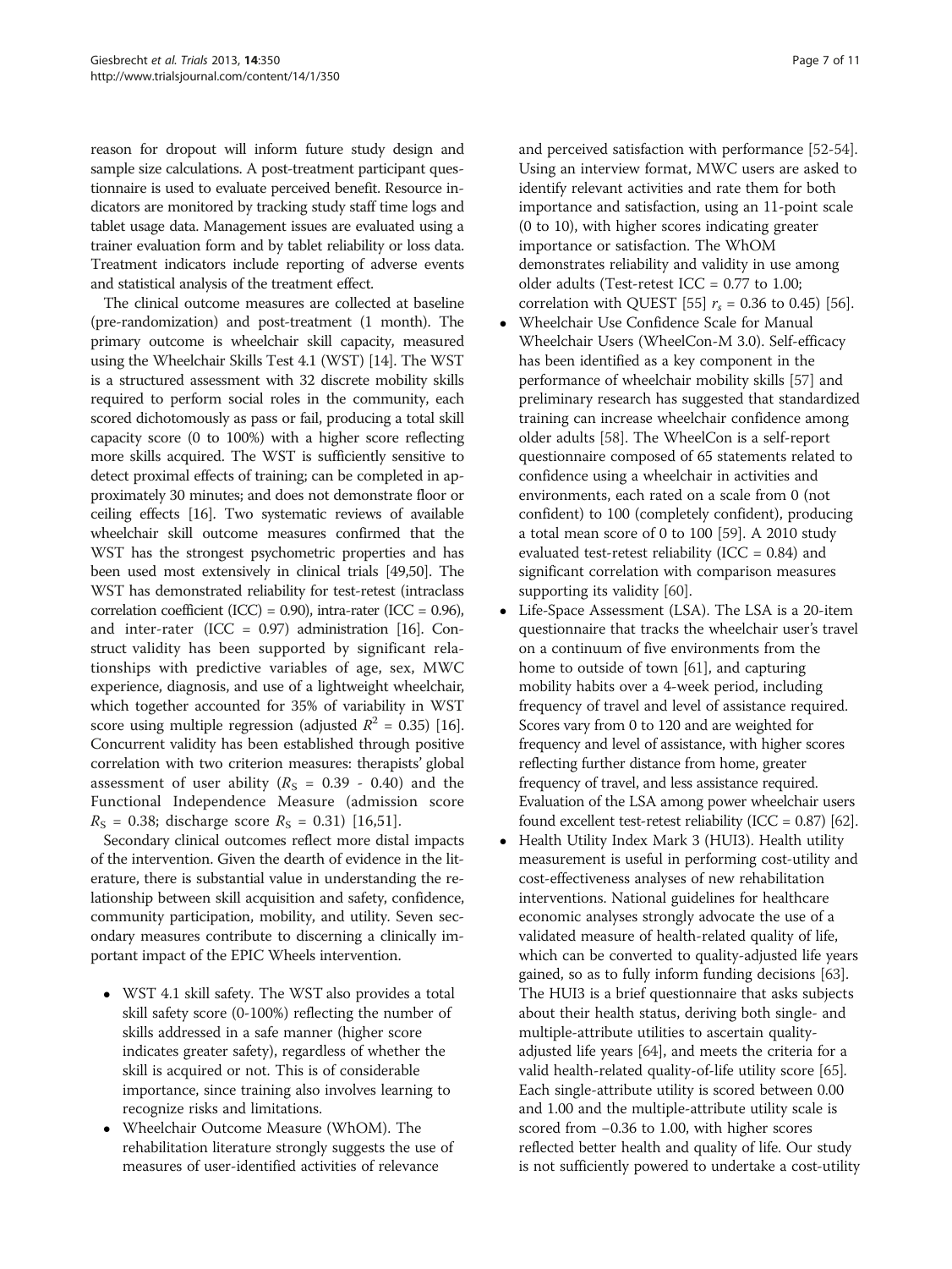reason for dropout will inform future study design and sample size calculations. A post-treatment participant questionnaire is used to evaluate perceived benefit. Resource indicators are monitored by tracking study staff time logs and tablet usage data. Management issues are evaluated using a trainer evaluation form and by tablet reliability or loss data. Treatment indicators include reporting of adverse events and statistical analysis of the treatment effect.

The clinical outcome measures are collected at baseline (pre-randomization) and post-treatment (1 month). The primary outcome is wheelchair skill capacity, measured using the Wheelchair Skills Test 4.1 (WST) [14]. The WST is a structured assessment with 32 discrete mobility skills required to perform social roles in the community, each scored dichotomously as pass or fail, producing a total skill capacity score (0 to 100%) with a higher score reflecting more skills acquired. The WST is sufficiently sensitive to detect proximal effects of training; can be completed in approximately 30 minutes; and does not demonstrate floor or ceiling effects [16]. Two systematic reviews of available wheelchair skill outcome measures confirmed that the WST has the strongest psychometric properties and has been used most extensively in clinical trials [49,50]. The WST has demonstrated reliability for test-retest (intraclass correlation coefficient (ICC) = 0.90), intra-rater (ICC = 0.96), and inter-rater (ICC = 0.97) administration [16]. Construct validity has been supported by significant relationships with predictive variables of age, sex, MWC experience, diagnosis, and use of a lightweight wheelchair, which together accounted for 35% of variability in WST score using multiple regression (adjusted $R^2$ = 0.35) [16]. Concurrent validity has been established through positive correlation with two criterion measures: therapists' global assessment of user ability ($R_S$ = 0.39 - 0.40) and the Functional Independence Measure (admission score $R_S$ = 0.38; discharge score $R_S$ = 0.31) [16,51].

Secondary clinical outcomes reflect more distal impacts of the intervention. Given the dearth of evidence in the literature, there is substantial value in understanding the relationship between skill acquisition and safety, confidence, community participation, mobility, and utility. Seven secondary measures contribute to discerning a clinically important impact of the EPIC Wheels intervention.

- WST 4.1 skill safety. The WST also provides a total skill safety score (0-100%) reflecting the number of skills addressed in a safe manner (higher score indicates greater safety), regardless of whether the skill is acquired or not. This is of considerable importance, since training also involves learning to recognize risks and limitations.
- Wheelchair Outcome Measure (WhOM). The rehabilitation literature strongly suggests the use of measures of user-identified activities of relevance and perceived satisfaction with performance [52-54]. Using an interview format, MWC users are asked to identify relevant activities and rate them for both importance and satisfaction, using an 11-point scale (0 to 10), with higher scores indicating greater importance or satisfaction. The WhOM demonstrates reliability and validity in use among older adults (Test-retest ICC = 0.77 to 1.00; correlation with QUEST [55] $r_s$ = 0.36 to 0.45) [56].
- Wheelchair Use Confidence Scale for Manual Wheelchair Users (WheelCon-M 3.0). Self-efficacy has been identified as a key component in the performance of wheelchair mobility skills [57] and preliminary research has suggested that standardized training can increase wheelchair confidence among older adults [58]. The WheelCon is a self-report questionnaire composed of 65 statements related to confidence using a wheelchair in activities and environments, each rated on a scale from 0 (not confident) to 100 (completely confident), producing a total mean score of 0 to 100 [59]. A 2010 study evaluated test-retest reliability (ICC = 0.84) and significant correlation with comparison measures supporting its validity [60].
- Life-Space Assessment (LSA). The LSA is a 20-item questionnaire that tracks the wheelchair user's travel on a continuum of five environments from the home to outside of town [61], and capturing mobility habits over a 4-week period, including frequency of travel and level of assistance required. Scores vary from 0 to 120 and are weighted for frequency and level of assistance, with higher scores reflecting further distance from home, greater frequency of travel, and less assistance required. Evaluation of the LSA among power wheelchair users found excellent test-retest reliability (ICC = 0.87) [62].
- Health Utility Index Mark 3 (HUI3). Health utility measurement is useful in performing cost-utility and cost-effectiveness analyses of new rehabilitation interventions. National guidelines for healthcare economic analyses strongly advocate the use of a validated measure of health-related quality of life, which can be converted to quality-adjusted life years gained, so as to fully inform funding decisions [63]. The HUI3 is a brief questionnaire that asks subjects about their health status, deriving both single- and multiple-attribute utilities to ascertain quality-adjusted life years [64], and meets the criteria for a valid health-related quality-of-life utility score [65]. Each single-attribute utility is scored between 0.00 and 1.00 and the multiple-attribute utility scale is scored from −0.36 to 1.00, with higher scores reflected better health and quality of life. Our study is not sufficiently powered to undertake a cost-utility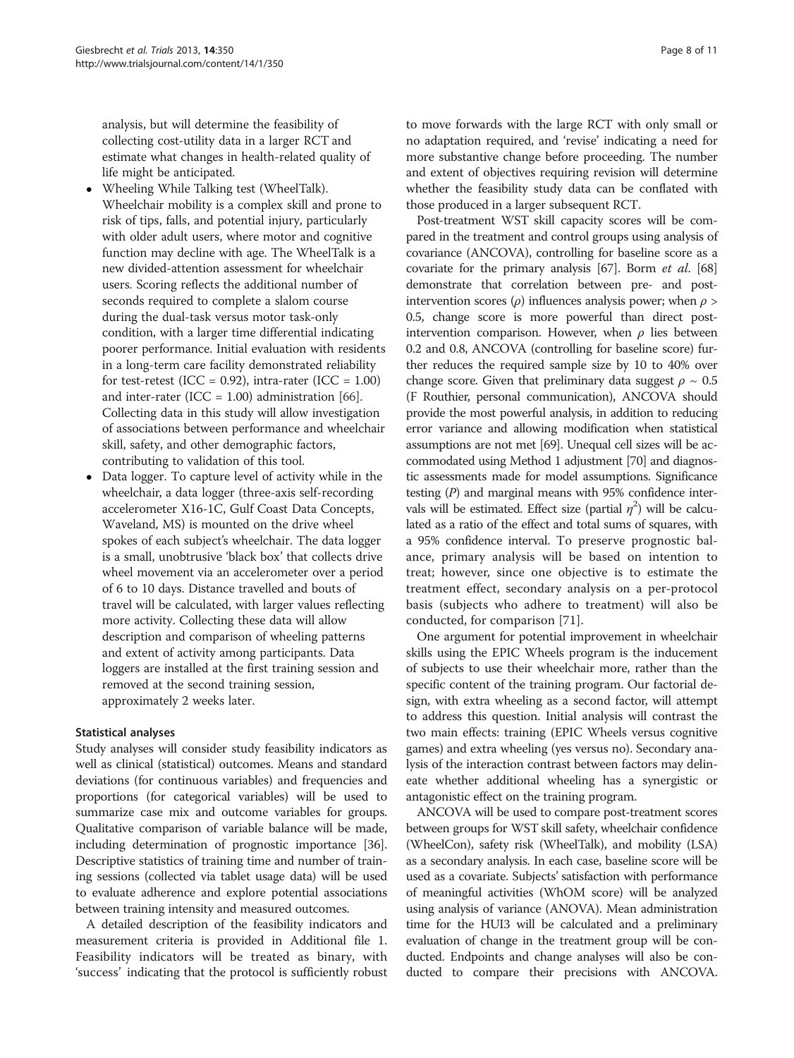analysis, but will determine the feasibility of collecting cost-utility data in a larger RCT and estimate what changes in health-related quality of life might be anticipated.

- Wheeling While Talking test (WheelTalk). Wheelchair mobility is a complex skill and prone to risk of tips, falls, and potential injury, particularly with older adult users, where motor and cognitive function may decline with age. The WheelTalk is a new divided-attention assessment for wheelchair users. Scoring reflects the additional number of seconds required to complete a slalom course during the dual-task versus motor task-only condition, with a larger time differential indicating poorer performance. Initial evaluation with residents in a long-term care facility demonstrated reliability for test-retest (ICC = 0.92), intra-rater (ICC = 1.00) and inter-rater (ICC = 1.00) administration [66]. Collecting data in this study will allow investigation of associations between performance and wheelchair skill, safety, and other demographic factors, contributing to validation of this tool.
- Data logger. To capture level of activity while in the wheelchair, a data logger (three-axis self-recording accelerometer X16-1C, Gulf Coast Data Concepts, Waveland, MS) is mounted on the drive wheel spokes of each subject's wheelchair. The data logger is a small, unobtrusive 'black box' that collects drive wheel movement via an accelerometer over a period of 6 to 10 days. Distance travelled and bouts of travel will be calculated, with larger values reflecting more activity. Collecting these data will allow description and comparison of wheeling patterns and extent of activity among participants. Data loggers are installed at the first training session and removed at the second training session, approximately 2 weeks later.

### Statistical analyses

Study analyses will consider study feasibility indicators as well as clinical (statistical) outcomes. Means and standard deviations (for continuous variables) and frequencies and proportions (for categorical variables) will be used to summarize case mix and outcome variables for groups. Qualitative comparison of variable balance will be made, including determination of prognostic importance [36]. Descriptive statistics of training time and number of training sessions (collected via tablet usage data) will be used to evaluate adherence and explore potential associations between training intensity and measured outcomes.

A detailed description of the feasibility indicators and measurement criteria is provided in Additional file 1. Feasibility indicators will be treated as binary, with 'success' indicating that the protocol is sufficiently robust to move forwards with the large RCT with only small or no adaptation required, and 'revise' indicating a need for more substantive change before proceeding. The number and extent of objectives requiring revision will determine whether the feasibility study data can be conflated with those produced in a larger subsequent RCT.

Post-treatment WST skill capacity scores will be compared in the treatment and control groups using analysis of covariance (ANCOVA), controlling for baseline score as a covariate for the primary analysis [67]. Borm *et al.* [68] demonstrate that correlation between pre- and post-intervention scores ($\rho$) influences analysis power; when $\rho > 0.5$, change score is more powerful than direct post-intervention comparison. However, when $\rho$ lies between 0.2 and 0.8, ANCOVA (controlling for baseline score) further reduces the required sample size by 10 to 40% over change score. Given that preliminary data suggest $\rho \sim 0.5$ (F Routhier, personal communication), ANCOVA should provide the most powerful analysis, in addition to reducing error variance and allowing modification when statistical assumptions are not met [69]. Unequal cell sizes will be accommodated using Method 1 adjustment [70] and diagnostic assessments made for model assumptions. Significance testing ($P$) and marginal means with 95% confidence intervals will be estimated. Effect size (partial $\eta^2$) will be calculated as a ratio of the effect and total sums of squares, with a 95% confidence interval. To preserve prognostic balance, primary analysis will be based on intention to treat; however, since one objective is to estimate the treatment effect, secondary analysis on a per-protocol basis (subjects who adhere to treatment) will also be conducted, for comparison [71].

One argument for potential improvement in wheelchair skills using the EPIC Wheels program is the inducement of subjects to use their wheelchair more, rather than the specific content of the training program. Our factorial design, with extra wheeling as a second factor, will attempt to address this question. Initial analysis will contrast the two main effects: training (EPIC Wheels versus cognitive games) and extra wheeling (yes versus no). Secondary analysis of the interaction contrast between factors may delineate whether additional wheeling has a synergistic or antagonistic effect on the training program.

ANCOVA will be used to compare post-treatment scores between groups for WST skill safety, wheelchair confidence (WheelCon), safety risk (WheelTalk), and mobility (LSA) as a secondary analysis. In each case, baseline score will be used as a covariate. Subjects' satisfaction with performance of meaningful activities (WhOM score) will be analyzed using analysis of variance (ANOVA). Mean administration time for the HUI3 will be calculated and a preliminary evaluation of change in the treatment group will be conducted. Endpoints and change analyses will also be conducted to compare their precisions with ANCOVA.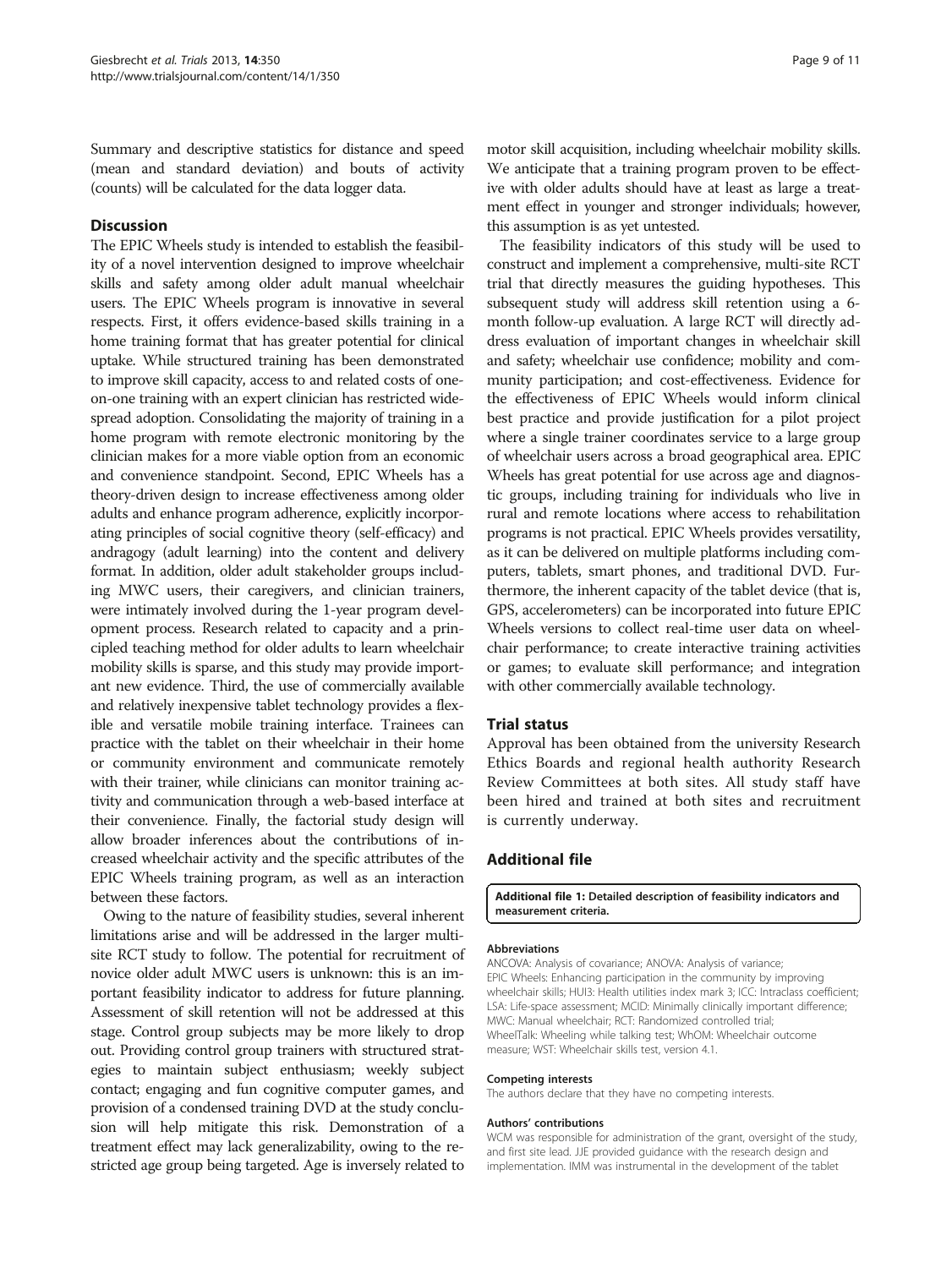Summary and descriptive statistics for distance and speed (mean and standard deviation) and bouts of activity (counts) will be calculated for the data logger data.

## Discussion

The EPIC Wheels study is intended to establish the feasibility of a novel intervention designed to improve wheelchair skills and safety among older adult manual wheelchair users. The EPIC Wheels program is innovative in several respects. First, it offers evidence-based skills training in a home training format that has greater potential for clinical uptake. While structured training has been demonstrated to improve skill capacity, access to and related costs of one-on-one training with an expert clinician has restricted widespread adoption. Consolidating the majority of training in a home program with remote electronic monitoring by the clinician makes for a more viable option from an economic and convenience standpoint. Second, EPIC Wheels has a theory-driven design to increase effectiveness among older adults and enhance program adherence, explicitly incorporating principles of social cognitive theory (self-efficacy) and andragogy (adult learning) into the content and delivery format. In addition, older adult stakeholder groups including MWC users, their caregivers, and clinician trainers, were intimately involved during the 1-year program development process. Research related to capacity and a principled teaching method for older adults to learn wheelchair mobility skills is sparse, and this study may provide important new evidence. Third, the use of commercially available and relatively inexpensive tablet technology provides a flexible and versatile mobile training interface. Trainees can practice with the tablet on their wheelchair in their home or community environment and communicate remotely with their trainer, while clinicians can monitor training activity and communication through a web-based interface at their convenience. Finally, the factorial study design will allow broader inferences about the contributions of increased wheelchair activity and the specific attributes of the EPIC Wheels training program, as well as an interaction between these factors.

Owing to the nature of feasibility studies, several inherent limitations arise and will be addressed in the larger multisite RCT study to follow. The potential for recruitment of novice older adult MWC users is unknown: this is an important feasibility indicator to address for future planning. Assessment of skill retention will not be addressed at this stage. Control group subjects may be more likely to drop out. Providing control group trainers with structured strategies to maintain subject enthusiasm; weekly subject contact; engaging and fun cognitive computer games, and provision of a condensed training DVD at the study conclusion will help mitigate this risk. Demonstration of a treatment effect may lack generalizability, owing to the restricted age group being targeted. Age is inversely related to motor skill acquisition, including wheelchair mobility skills. We anticipate that a training program proven to be effective with older adults should have at least as large a treatment effect in younger and stronger individuals; however, this assumption is as yet untested.

The feasibility indicators of this study will be used to construct and implement a comprehensive, multi-site RCT trial that directly measures the guiding hypotheses. This subsequent study will address skill retention using a 6-month follow-up evaluation. A large RCT will directly address evaluation of important changes in wheelchair skill and safety; wheelchair use confidence; mobility and community participation; and cost-effectiveness. Evidence for the effectiveness of EPIC Wheels would inform clinical best practice and provide justification for a pilot project where a single trainer coordinates service to a large group of wheelchair users across a broad geographical area. EPIC Wheels has great potential for use across age and diagnostic groups, including training for individuals who live in rural and remote locations where access to rehabilitation programs is not practical. EPIC Wheels provides versatility, as it can be delivered on multiple platforms including computers, tablets, smart phones, and traditional DVD. Furthermore, the inherent capacity of the tablet device (that is, GPS, accelerometers) can be incorporated into future EPIC Wheels versions to collect real-time user data on wheelchair performance; to create interactive training activities or games; to evaluate skill performance; and integration with other commercially available technology.

## Trial status

Approval has been obtained from the university Research Ethics Boards and regional health authority Research Review Committees at both sites. All study staff have been hired and trained at both sites and recruitment is currently underway.

## Additional file

**Additional file 1: Detailed description of feasibility indicators and measurement criteria.**

#### Abbreviations

ANCOVA: Analysis of covariance; ANOVA: Analysis of variance; EPIC Wheels: Enhancing participation in the community by improving wheelchair skills; HUI3: Health utilities index mark 3; ICC: Intraclass coefficient; LSA: Life-space assessment; MCID: Minimally clinically important difference; MWC: Manual wheelchair; RCT: Randomized controlled trial; WheelTalk: Wheeling while talking test; WhOM: Wheelchair outcome measure; WST: Wheelchair skills test, version 4.1.

#### Competing interests

The authors declare that they have no competing interests.

#### Authors' contributions

WCM was responsible for administration of the grant, oversight of the study, and first site lead. JJE provided guidance with the research design and implementation. IMM was instrumental in the development of the tablet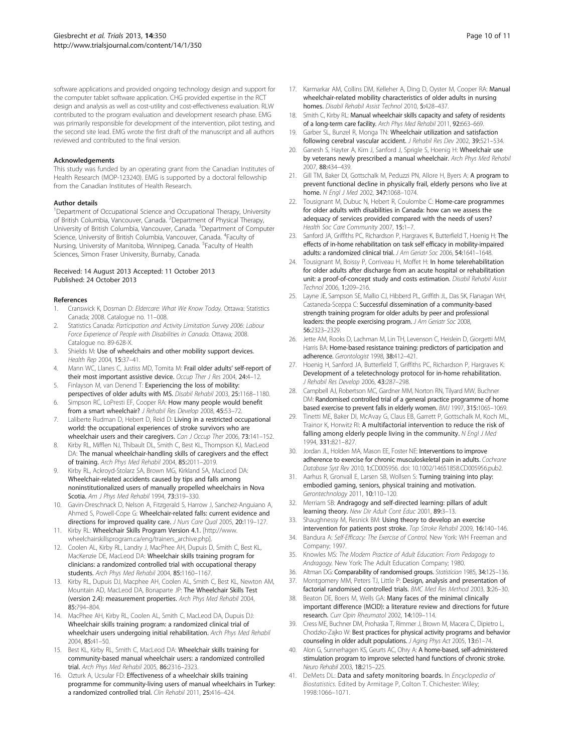software applications and provided ongoing technology design and support for the computer tablet software application. CHG provided expertise in the RCT design and analysis as well as cost-utility and cost-effectiveness evaluation. RLW contributed to the program evaluation and development research phase. EMG was primarily responsible for development of the intervention, pilot testing, and the second site lead. EMG wrote the first draft of the manuscript and all authors reviewed and contributed to the final version.

## Acknowledgements

This study was funded by an operating grant from the Canadian Institutes of Health Research (MOP-123240). EMG is supported by a doctoral fellowship from the Canadian Institutes of Health Research.

## Author details

[1]Department of Occupational Science and Occupational Therapy, University of British Columbia, Vancouver, Canada. [2]Department of Physical Therapy, University of British Columbia, Vancouver, Canada. [3]Department of Computer Science, University of British Columbia, Vancouver, Canada. [4]Faculty of Nursing, University of Manitoba, Winnipeg, Canada. [5]Faculty of Health Sciences, Simon Fraser University, Burnaby, Canada.

Received: 14 August 2013 Accepted: 11 October 2013
Published: 24 October 2013

## References

1. Cranswick K, Dosman D: *Eldercare: What We Know Today.* Ottawa: Statistics Canada; 2008. Catalogue no. 11–008.
2. Statistics Canada: *Participation and Activity Limitation Survey 2006: Labour Force Experience of People with Disabilities in Canada.* Ottawa; 2008. Catalogue no. 89-628-X.
3. Shields M: **Use of wheelchairs and other mobility support devices.** *Health Rep* 2004, **15:**37–41.
4. Mann WC, Llanes C, Justiss MD, Tomita M: **Frail older adults' self-report of their most important assistive device.** *Occup Ther J Res* 2004, **24:**4–12.
5. Finlayson M, van Denend T: **Experiencing the loss of mobility: perspectives of older adults with MS.** *Disabil Rehabil* 2003, **25:**1168–1180.
6. Simpson RC, LoPresti EF, Cooper RA: **How many people would benefit from a smart wheelchair?** *J Rehabil Res Develop* 2008, **45:**53–72.
7. Laliberte Rudman D, Hebert D, Reid D: **Living in a restricted occupational world: the occupational experiences of stroke survivors who are wheelchair users and their caregivers.** *Can J Occup Ther* 2006, **73:**141–152.
8. Kirby RL, Mifflen NJ, Thibault DL, Smith C, Best KL, Thompson KJ, MacLeod DA: **The manual wheelchair-handling skills of caregivers and the effect of training.** *Arch Phys Med Rehabil* 2004, **85:**2011–2019.
9. Kirby RL, Ackroyd-Stolarz SA, Brown MG, Kirkland SA, MacLeod DA: **Wheelchair-related accidents caused by tips and falls among noninstitutionalized users of manually propelled wheelchairs in Nova Scotia.** *Am J Phys Med Rehabil* 1994, **73:**319–330.
10. Gavin-Dreschnack D, Nelson A, Fitzgerald S, Harrow J, Sanchez-Anguiano A, Ahmed S, Powell-Cope G: **Wheelchair-related falls: current evidence and directions for improved quality care.** *J Nurs Care Qual* 2005, **20:**119–127.
11. Kirby RL: **Wheelchair Skills Program Version 4.1.** [http://www.wheelchairskillsprogram.ca/eng/trainers_archive.php].
12. Coolen AL, Kirby RL, Landry J, MacPhee AH, Dupuis D, Smith C, Best KL, MacKenzie DE, MacLeod DA: **Wheelchair skills training program for clinicians: a randomized controlled trial with occupational therapy students.** *Arch Phys Med Rehabil* 2004, **85:**1160–1167.
13. Kirby RL, Dupuis DJ, Macphee AH, Coolen AL, Smith C, Best KL, Newton AM, Mountain AD, MacLeod DA, Bonaparte JP: **The Wheelchair Skills Test (version 2.4): measurement properties.** *Arch Phys Med Rehabil* 2004, **85:**794–804.
14. MacPhee AH, Kirby RL, Coolen AL, Smith C, MacLeod DA, Dupuis DJ: **Wheelchair skills training program: a randomized clinical trial of wheelchair users undergoing initial rehabilitation.** *Arch Phys Med Rehabil* 2004, **85:**41–50.
15. Best KL, Kirby RL, Smith C, MacLeod DA: **Wheelchair skills training for community-based manual wheelchair users: a randomized controlled trial.** *Arch Phys Med Rehabil* 2005, **86:**2316–2323.
16. Ozturk A, Ucsular FD: **Effectiveness of a wheelchair skills training programme for community-living users of manual wheelchairs in Turkey: a randomized controlled trial.** *Clin Rehabil* 2011, **25:**416–424.
17. Karmarkar AM, Collins DM, Kelleher A, Ding D, Oyster M, Cooper RA: **Manual wheelchair-related mobility characteristics of older adults in nursing homes.** *Disabil Rehabil Assist Technol* 2010, **5:**428–437.
18. Smith C, Kirby RL: **Manual wheelchair skills capacity and safety of residents of a long-term care facility.** *Arch Phys Med Rehabil* 2011, **92:**663–669.
19. Garber SL, Bunzel R, Monga TN: **Wheelchair utilization and satisfaction following cerebral vascular accident.** *J Rehabil Res Dev* 2002, **39:**521–534.
20. Ganesh S, Hayter A, Kim J, Sanford J, Sprigle S, Hoenig H: **Wheelchair use by veterans newly prescribed a manual wheelchair.** *Arch Phys Med Rehabil* 2007, **88:**434–439.
21. Gill TM, Baker DI, Gottschalk M, Peduzzi PN, Allore H, Byers A: **A program to prevent functional decline in physically frail, elderly persons who live at home.** *N Engl J Med* 2002, **347:**1068–1074.
22. Tousignant M, Dubuc N, Hebert R, Coulombe C: **Home-care programmes for older adults with disabilities in Canada: how can we assess the adequacy of services provided compared with the needs of users?** *Health Soc Care Community* 2007, **15:**1–7.
23. Sanford JA, Griffiths PC, Richardson P, Hargraves K, Butterfield T, Hoenig H: **The effects of in-home rehabilitation on task self efficacy in mobility-impaired adults: a randomized clinical trial.** *J Am Geriatr Soc* 2006, **54:**1641–1648.
24. Tousignant M, Boissy P, Corriveau H, Moffet H: **In home telerehabilitation for older adults after discharge from an acute hospital or rehabilitation unit: a proof-of-concept study and costs estimation.** *Disabil Rehabil Assist Technol* 2006, **1:**209–216.
25. Layne JE, Sampson SE, Mallio CJ, Hibberd PL, Griffith JL, Das SK, Flanagan WH, Castaneda-Sceppa C: **Successful dissemination of a community-based strength training program for older adults by peer and professional leaders: the people exercising program.** *J Am Geriatr Soc* 2008, **56:**2323–2329.
26. Jette AM, Rooks D, Lachman M, Lin TH, Levenson C, Heislein D, Giorgetti MM, Harris BA: **Home-based resistance training: predictors of participation and adherence.** *Gerontologist* 1998, **38:**412–421.
27. Hoenig H, Sanford JA, Butterfield T, Griffiths PC, Richardson P, Hargraves K: **Development of a teletechnology protocol for in-home rehabilitation.** *J Rehabil Res Develop* 2006, **43:**287–298.
28. Campbell AJ, Robertson MC, Gardner MM, Norton RN, Tilyard MW, Buchner DM: **Randomised controlled trial of a general practice programme of home based exercise to prevent falls in elderly women.** *BMJ* 1997, **315:**1065–1069.
29. Tinetti ME, Baker DI, McAvay G, Claus EB, Garrett P, Gottschalk M, Koch ML, Trainor K, Horwitz RI: **A multifactorial intervention to reduce the risk of falling among elderly people living in the community.** *N Engl J Med* 1994, **331:**821–827.
30. Jordan JL, Holden MA, Mason EE, Foster NE: **Interventions to improve adherence to exercise for chronic musculoskeletal pain in adults.** *Cochrane Database Syst Rev* 2010, **1:**CD005956. doi: 10.1002/14651858.CD005956.pub2.
31. Aarhus R, Gronvall E, Larsen SB, Wollsen S: **Turning training into play: embodied gaming, seniors, physical training and motivation.** *Gerontechnology* 2011, **10:**110–120.
32. Merriam SB: **Andragogy and self-directed learning: pillars of adult learning theory.** *New Dir Adult Cont Educ* 2001, **89:**3–13.
33. Shaughnessy M, Resnick BM: **Using theory to develop an exercise intervention for patients post stroke.** *Top Stroke Rehabil* 2009, **16:**140–146.
34. Bandura A: *Self-Efficacy: The Exercise of Control.* New York: WH Freeman and Company; 1997.
35. Knowles MS: *The Modern Practice of Adult Education: From Pedagogy to Andragogy.* New York: The Adult Education Company; 1980.
36. Altman DG: **Comparability of randomised groups.** *Statistician* 1985, **34:**125–136.
37. Montgomery MM, Peters TJ, Little P: **Design, analysis and presentation of factorial randomised controlled trials.** *BMC Med Res Method* 2003, **3:**26–30.
38. Beaton DE, Boers M, Wells GA: **Many faces of the minimal clinically important difference (MCID): a literature review and directions for future research.** *Curr Opin Rheumatol* 2002, **14:**109–114.
39. Cress ME, Buchner DM, Prohaska T, Rimmer J, Brown M, Macera C, Dipietro L, Chodzko-Zajko W: **Best practices for physical activity programs and behavior counseling in older adult populations.** *J Aging Phys Act* 2005, **13:**61–74.
40. Alon G, Sunnerhagen KS, Geurts AC, Ohry A: **A home-based, self-administered stimulation program to improve selected hand functions of chronic stroke.** *Neuro Rehabil* 2003, **18:**215–225.
41. DeMets DL: **Data and safety monitoring boards.** In *Encyclopedia of Biostatistics.* Edited by Armitage P, Colton T. Chichester: Wiley; 1998:1066–1071.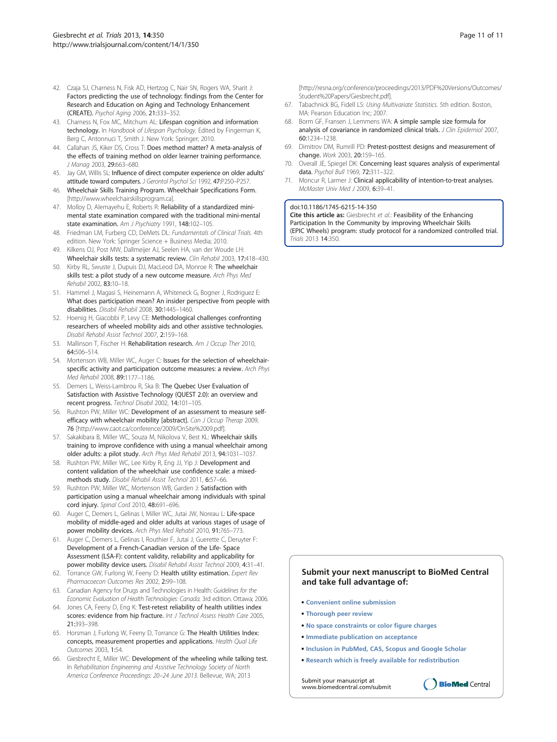42. Czaja SJ, Charness N, Fisk AD, Hertzog C, Nair SN, Rogers WA, Sharit J: **Factors predicting the use of technology: findings from the Center for Research and Education on Aging and Technology Enhancement (CREATE).** *Psychol Aging* 2006, **21:**333–352.
43. Charness N, Fox MC, Mitchum AL: **Lifespan cognition and information technology.** In *Handbook of Lifespan Psychology*. Edited by Fingerman K, Berg C, Antonnuci T, Smith J. New York: Springer; 2010.
44. Callahan JS, Kiker DS, Cross T: **Does method matter? A meta-analysis of the effects of training method on older learner training performance.** *J Manag* 2003, **29:**663–680.
45. Jay GM, Willis SL: **Influence of direct computer experience on older adults' attitude toward computers.** *J Gerontol Psychol Sci* 1992, **47:**P250–P257.
46. Wheelchair Skills Training Program. **Wheelchair Specifications Form.** [http://www.wheelchairskillsprogram.ca].
47. Molloy D, Alemayehu E, Roberts R: **Reliability of a standardized mini-mental state examination compared with the traditional mini-mental state examination.** *Am J Psychiatry* 1991, **148:**102–105.
48. Friedman LM, Furberg CD, DeMets DL: *Fundamentals of Clinical Trials*. 4th edition. New York: Springer Science + Business Media; 2010.
49. Kilkens OJ, Post MW, Dallmeijer AJ, Seelen HA, van der Woude LH: **Wheelchair skills tests: a systematic review.** *Clin Rehabil* 2003, **17:**418–430.
50. Kirby RL, Swuste J, Dupuis DJ, MacLeod DA, Monroe R: **The wheelchair skills test: a pilot study of a new outcome measure.** *Arch Phys Med Rehabil* 2002, **83:**10–18.
51. Hammel J, Magasi S, Heinemann A, Whiteneck G, Bogner J, Rodriguez E: **What does participation mean? An insider perspective from people with disabilities.** *Disabil Rehabil* 2008, **30:**1445–1460.
52. Hoenig H, Giacobbi P, Levy CE: **Methodological challenges confronting researchers of wheeled mobility aids and other assistive technologies.** *Disabil Rehabil Assist Technol* 2007, **2:**159–168.
53. Mallinson T, Fischer H: **Rehabilitation research.** *Am J Occup Ther* 2010, **64:**506–514.
54. Mortenson WB, Miller WC, Auger C: **Issues for the selection of wheelchair-specific activity and participation outcome measures: a review.** *Arch Phys Med Rehabil* 2008, **89:**1177–1186.
55. Demers L, Weiss-Lambrou R, Ska B: **The Quebec User Evaluation of Satisfaction with Assistive Technology (QUEST 2.0): an overview and recent progress.** *Technol Disabil* 2002, **14:**101–105.
56. Rushton PW, Miller WC: **Development of an assessment to measure self-efficacy with wheelchair mobility [abstract].** *Can J Occup Therap* 2009, **76** [http://www.caot.ca/conference/2009/OnSite%2009.pdf].
57. Sakakibara B, Miller WC, Souza M, Nikolova V, Best KL: **Wheelchair skills training to improve confidence with using a manual wheelchair among older adults: a pilot study.** *Arch Phys Med Rehabil* 2013, **94:**1031–1037.
58. Rushton PW, Miller WC, Lee Kirby R, Eng JJ, Yip J: **Development and content validation of the wheelchair use confidence scale: a mixed-methods study.** *Disabil Rehabil Assist Technol* 2011, **6:**57–66.
59. Rushton PW, Miller WC, Mortenson WB, Garden J: **Satisfaction with participation using a manual wheelchair among individuals with spinal cord injury.** *Spinal Cord* 2010, **48:**691–696.
60. Auger C, Demers L, Gelinas I, Miller WC, Jutai JW, Noreau L: **Life-space mobility of middle-aged and older adults at various stages of usage of power mobility devices.** *Arch Phys Med Rehabil* 2010, **91:**765–773.
61. Auger C, Demers L, Gelinas I, Routhier F, Jutai J, Guerette C, Deruyter F: **Development of a French-Canadian version of the Life- Space Assessment (LSA-F): content validity, reliability and applicability for power mobility device users.** *Disabil Rehabil Assist Technol* 2009, **4:**31–41.
62. Torrance GW, Furlong W, Feeny D: **Health utility estimation.** *Expert Rev Pharmacoecon Outcomes Res* 2002, **2:**99–108.
63. Canadian Agency for Drugs and Technologies in Health: *Guidelines for the Economic Evaluation of Health Technologies: Canada*. 3rd edition. Ottawa; 2006.
64. Jones CA, Feeny D, Eng K: **Test-retest reliability of health utilities index scores: evidence from hip fracture.** *Int J Technol Assess Health Care* 2005, **21:**393–398.
65. Horsman J, Furlong W, Feeny D, Torrance G: **The Health Utilities Index: concepts, measurement properties and applications.** *Health Qual Life Outcomes* 2003, **1:**54.
66. Giesbrecht E, Miller WC: **Development of the wheeling while talking test.** In *Rehabilitation Engineering and Assistive Technology Society of North America Conference Proceedings: 20–24 June 2013*. Bellevue, WA; 2013 [http://resna.org/conference/proceedings/2013/PDF%20Versions/Outcomes/Student%20Papers/Giesbrecht.pdf].
67. Tabachnick BG, Fidell LS: *Using Multivariate Statistics*. 5th edition. Boston, MA: Pearson Education Inc; 2007.
68. Borm GF, Fransen J, Lemmens WA: **A simple sample size formula for analysis of covariance in randomized clinical trials.** *J Clin Epidemiol* 2007, **60:**1234–1238.
69. Dimitrov DM, Rumrill PD: **Pretest-posttest designs and measurement of change.** *Work* 2003, **20:**159–165.
70. Overall JE, Spiegel DK: **Concerning least squares analysis of experimental data.** *Psychol Bull* 1969, **72:**311–322.
71. Moncur R, Larmer J: **Clinical applicability of intention-to-treat analyses.** *McMaster Univ Med J* 2009, **6:**39–41.

doi:10.1186/1745-6215-14-350
**Cite this article as:** Giesbrecht *et al.*: Feasibility of the Enhancing Participation In the Community by improving Wheelchair Skills (EPIC Wheels) program: study protocol for a randomized controlled trial. *Trials* 2013 **14**:350.

**Submit your next manuscript to BioMed Central and take full advantage of:**

- **Convenient online submission**
- **Thorough peer review**
- **No space constraints or color figure charges**
- **Immediate publication on acceptance**
- **Inclusion in PubMed, CAS, Scopus and Google Scholar**
- **Research which is freely available for redistribution**

Submit your manuscript at www.biomedcentral.com/submit

BioMed Central